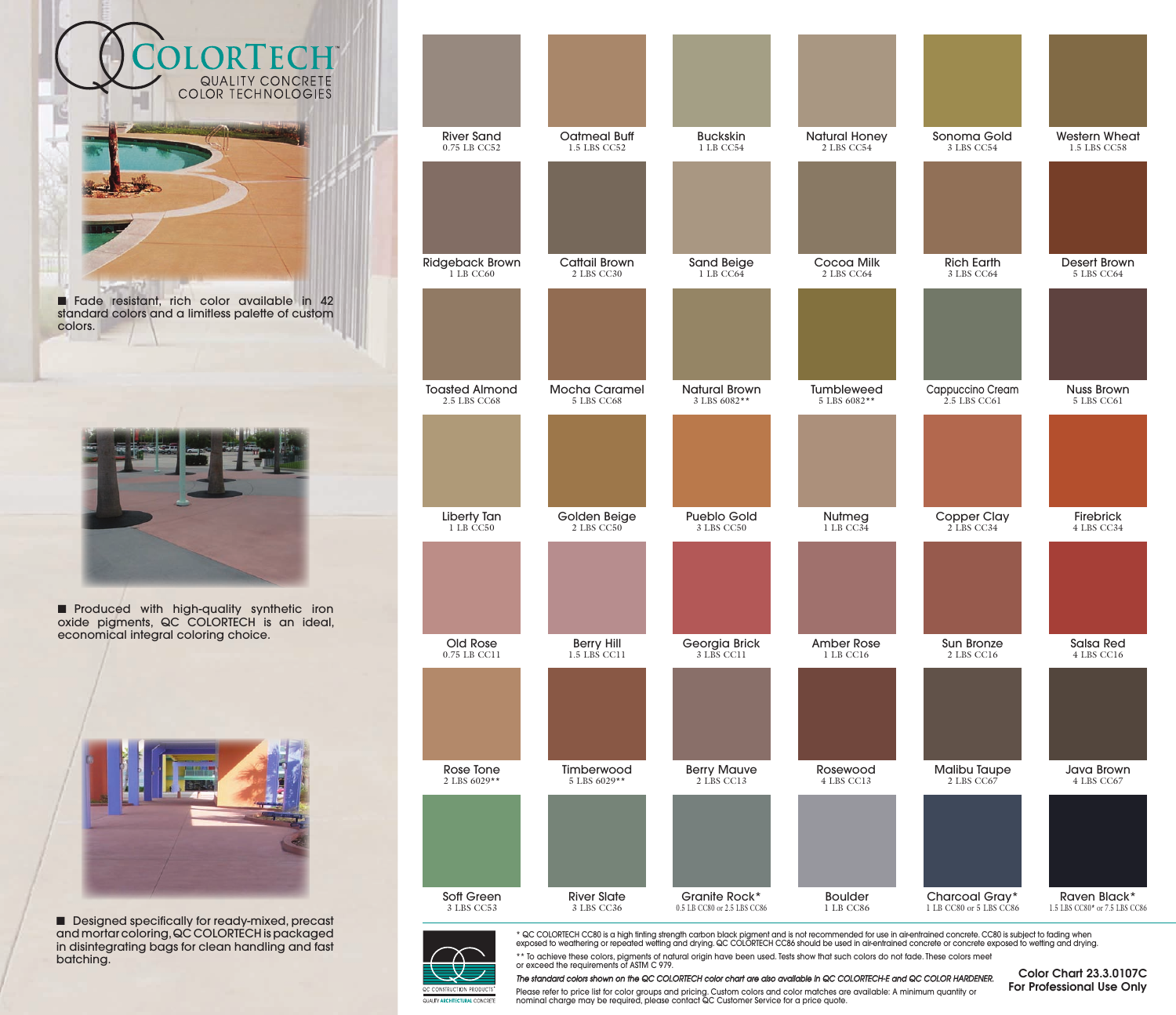# QC COLORTECH™

QUALITY CONCRETE COLOR TECHNOLOGIES

- Fade resistant, rich color available in 42 standard colors and a limitless palette of custom colors.
- Produced with high-quality synthetic iron oxide pigments, QC COLORTECH is an ideal, economical integral coloring choice.
- Designed specifically for ready-mixed, precast and mortar coloring, QC COLORTECH is packaged in disintegrating bags for clean handling and fast batching.

| | | | | | |
|---|---|---|---|---|---|
| River Sand<br>0.75 LB CC52 | Oatmeal Buff<br>1.5 LBS CC52 | Buckskin<br>1 LB CC54 | Natural Honey<br>2 LBS CC54 | Sonoma Gold<br>3 LBS CC54 | Western Wheat<br>1.5 LBS CC58 |
| Ridgeback Brown<br>1 LB CC60 | Cattail Brown<br>2 LBS CC30 | Sand Beige<br>1 LB CC64 | Cocoa Milk<br>2 LBS CC64 | Rich Earth<br>3 LBS CC64 | Desert Brown<br>5 LBS CC64 |
| Toasted Almond<br>2.5 LBS CC68 | Mocha Caramel<br>5 LBS CC68 | Natural Brown<br>3 LBS 6082** | Tumbleweed<br>5 LBS 6082** | Cappuccino Cream<br>2.5 LBS CC61 | Nuss Brown<br>5 LBS CC61 |
| Liberty Tan<br>1 LB CC50 | Golden Beige<br>2 LBS CC50 | Pueblo Gold<br>3 LBS CC50 | Nutmeg<br>1 LB CC34 | Copper Clay<br>2 LBS CC34 | Firebrick<br>4 LBS CC34 |
| Old Rose<br>0.75 LB CC11 | Berry Hill<br>1.5 LBS CC11 | Georgia Brick<br>3 LBS CC11 | Amber Rose<br>1 LB CC16 | Sun Bronze<br>2 LBS CC16 | Salsa Red<br>4 LBS CC16 |
| Rose Tone<br>2 LBS 6029** | Timberwood<br>5 LBS 6029** | Berry Mauve<br>2 LBS CC13 | Rosewood<br>4 LBS CC13 | Malibu Taupe<br>2 LBS CC67 | Java Brown<br>4 LBS CC67 |
| Soft Green<br>3 LBS CC53 | River Slate<br>3 LBS CC36 | Granite Rock*<br>0.5 LB CC80 or 2.5 LBS CC86 | Boulder<br>1 LB CC86 | Charcoal Gray*<br>1 LB CC80 or 5 LBS CC86 | Raven Black*<br>1.5 LBS CC80* or 7.5 LBS CC86 |

QC CONSTRUCTION PRODUCTS™ QUALITY ARCHITECTURAL CONCRETE

\* QC COLORTECH CC80 is a high tinting strength carbon black pigment and is not recommended for use in air-entrained concrete. CC80 is subject to fading when exposed to weathering or repeated wetting and drying. QC COLORTECH CC86 should be used in air-entrained concrete or concrete exposed to wetting and drying.

\** To achieve these colors, pigments of natural origin have been used. Tests show that such colors do not fade. These colors meet or exceed the requirements of ASTM C 979.

*The standard colors shown on the QC COLORTECH color chart are also available in QC COLORTECH-E and QC COLOR HARDENER.*

Please refer to price list for color groups and pricing. Custom colors and color matches are available: A minimum quantity or nominal charge may be required, please contact QC Customer Service for a price quote.

**Color Chart 23.3.0107C**
**For Professional Use Only**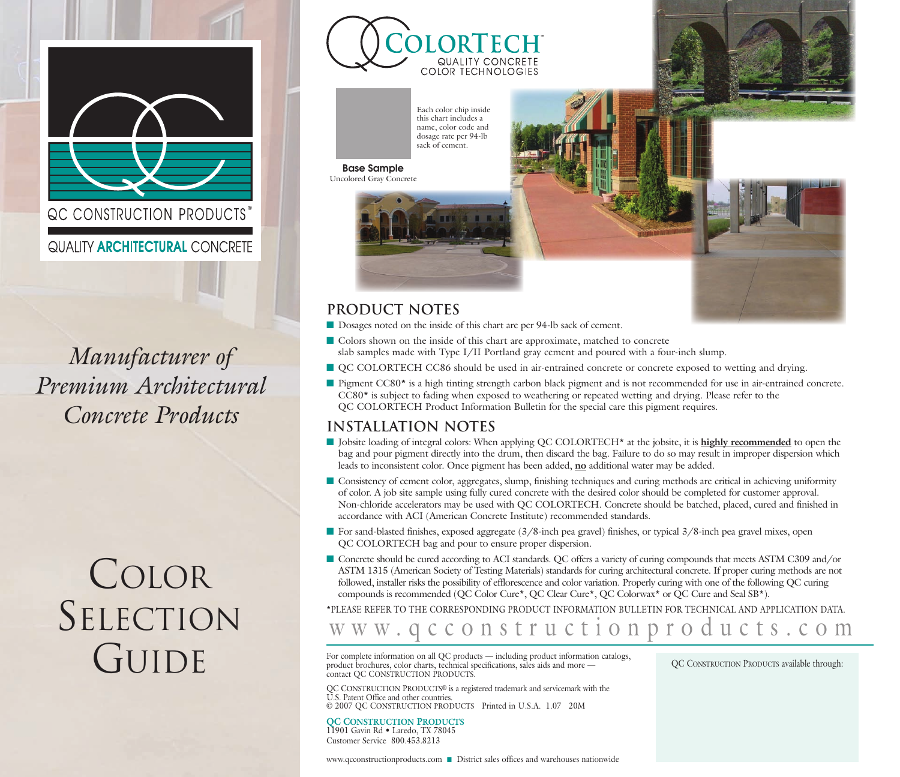QC CONSTRUCTION PRODUCTS®

QUALITY **ARCHITECTURAL** CONCRETE

*Manufacturer of Premium Architectural Concrete Products*

# COLOR SELECTION GUIDE

COLORTECH™

QUALITY CONCRETE COLOR TECHNOLOGIES

Each color chip inside this chart includes a name, color code and dosage rate per 94-lb sack of cement.

**Base Sample**
Uncolored Gray Concrete

## PRODUCT NOTES

- Dosages noted on the inside of this chart are per 94-lb sack of cement.
- Colors shown on the inside of this chart are approximate, matched to concrete slab samples made with Type I/II Portland gray cement and poured with a four-inch slump.
- QC COLORTECH CC86 should be used in air-entrained concrete or concrete exposed to wetting and drying.
- Pigment CC80* is a high tinting strength carbon black pigment and is not recommended for use in air-entrained concrete. CC80* is subject to fading when exposed to weathering or repeated wetting and drying. Please refer to the QC COLORTECH Product Information Bulletin for the special care this pigment requires.

## INSTALLATION NOTES

- Jobsite loading of integral colors: When applying QC COLORTECH* at the jobsite, it is **highly recommended** to open the bag and pour pigment directly into the drum, then discard the bag. Failure to do so may result in improper dispersion which leads to inconsistent color. Once pigment has been added, **no** additional water may be added.
- Consistency of cement color, aggregates, slump, finishing techniques and curing methods are critical in achieving uniformity of color. A job site sample using fully cured concrete with the desired color should be completed for customer approval. Non-chloride accelerators may be used with QC COLORTECH. Concrete should be batched, placed, cured and finished in accordance with ACI (American Concrete Institute) recommended standards.
- For sand-blasted finishes, exposed aggregate (3/8-inch pea gravel) finishes, or typical 3/8-inch pea gravel mixes, open QC COLORTECH bag and pour to ensure proper dispersion.
- Concrete should be cured according to ACI standards. QC offers a variety of curing compounds that meets ASTM C309 and/or ASTM 1315 (American Society of Testing Materials) standards for curing architectural concrete. If proper curing methods are not followed, installer risks the possibility of efflorescence and color variation. Properly curing with one of the following QC curing compounds is recommended (QC Color Cure*, QC Clear Cure*, QC Colorwax* or QC Cure and Seal SB*).

*PLEASE REFER TO THE CORRESPONDING PRODUCT INFORMATION BULLETIN FOR TECHNICAL AND APPLICATION DATA.

www.qcconstructionproducts.com

For complete information on all QC products — including product information catalogs, product brochures, color charts, technical specifications, sales aids and more — contact QC CONSTRUCTION PRODUCTS.

QC CONSTRUCTION PRODUCTS® is a registered trademark and servicemark with the U.S. Patent Office and other countries.
© 2007 QC CONSTRUCTION PRODUCTS Printed in U.S.A. 1.07 20M

**QC CONSTRUCTION PRODUCTS**
11901 Gavin Rd • Laredo, TX 78045
Customer Service 800.453.8213

www.qcconstructionproducts.com ■ District sales offices and warehouses nationwide

QC CONSTRUCTION PRODUCTS available through: